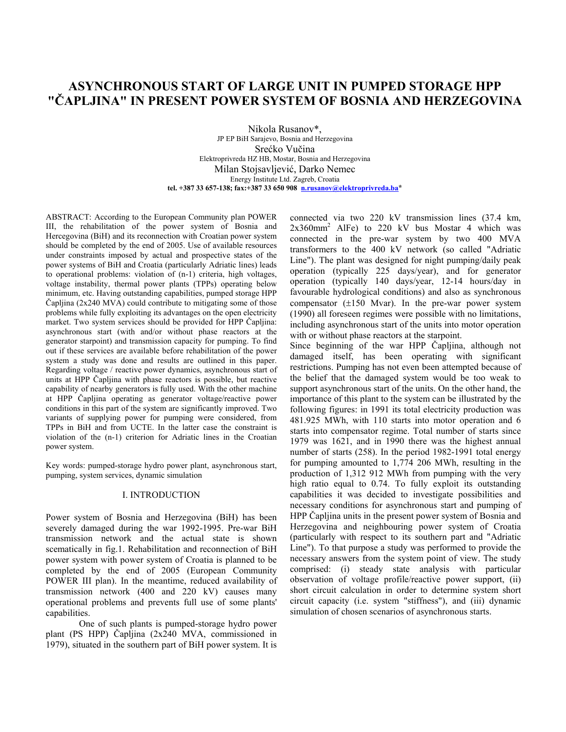# ASYNCHRONOUS START OF LARGE UNIT IN PUMPED STORAGE HPP "ČAPLJINA" IN PRESENT POWER SYSTEM OF BOSNIA AND HERZEGOVINA

Nikola Rusanov*,
JP EP BiH Sarajevo, Bosnia and Herzegovina
Srećko Vučina
Elektroprivreda HZ HB, Mostar, Bosnia and Herzegovina
Milan Stojsavljević, Darko Nemec
Energy Institute Ltd. Zagreb, Croatia
**tel. +387 33 657-138; fax:+387 33 650 908 n.rusanov@elektroprivreda.ba***

ABSTRACT: According to the European Community plan POWER III, the rehabilitation of the power system of Bosnia and Hercegovina (BiH) and its reconnection with Croatian power system should be completed by the end of 2005. Use of available resources under constraints imposed by actual and prospective states of the power systems of BiH and Croatia (particularly Adriatic lines) leads to operational problems: violation of (n-1) criteria, high voltages, voltage instability, thermal power plants (TPPs) operating below minimum, etc. Having outstanding capabilities, pumped storage HPP Čapljina (2x240 MVA) could contribute to mitigating some of those problems while fully exploiting its advantages on the open electricity market. Two system services should be provided for HPP Čapljina: asynchronous start (with and/or without phase reactors at the generator starpoint) and transmission capacity for pumping. To find out if these services are available before rehabilitation of the power system a study was done and results are outlined in this paper. Regarding voltage / reactive power dynamics, asynchronous start of units at HPP Čapljina with phase reactors is possible, but reactive capability of nearby generators is fully used. With the other machine at HPP Čapljina operating as generator voltage/reactive power conditions in this part of the system are significantly improved. Two variants of supplying power for pumping were considered, from TPPs in BiH and from UCTE. In the latter case the constraint is violation of the (n-1) criterion for Adriatic lines in the Croatian power system.

Key words: pumped-storage hydro power plant, asynchronous start, pumping, system services, dynamic simulation

## I. INTRODUCTION

Power system of Bosnia and Herzegovina (BiH) has been severely damaged during the war 1992-1995. Pre-war BiH transmission network and the actual state is shown scematically in fig.1. Rehabilitation and reconnection of BiH power system with power system of Croatia is planned to be completed by the end of 2005 (European Community POWER III plan). In the meantime, reduced availability of transmission network (400 and 220 kV) causes many operational problems and prevents full use of some plants' capabilities.

One of such plants is pumped-storage hydro power plant (PS HPP) Čapljina (2x240 MVA, commissioned in 1979), situated in the southern part of BiH power system. It is connected via two 220 kV transmission lines (37.4 km, $2x360mm^2$ AlFe) to 220 kV bus Mostar 4 which was connected in the pre-war system by two 400 MVA transformers to the 400 kV network (so called "Adriatic Line"). The plant was designed for night pumping/daily peak operation (typically 225 days/year), and for generator operation (typically 140 days/year, 12-14 hours/day in favourable hydrological conditions) and also as synchronous compensator (±150 Mvar). In the pre-war power system (1990) all foreseen regimes were possible with no limitations, including asynchronous start of the units into motor operation with or without phase reactors at the starpoint.

Since beginning of the war HPP Čapljina, although not damaged itself, has been operating with significant restrictions. Pumping has not even been attempted because of the belief that the damaged system would be too weak to support asynchronous start of the units. On the other hand, the importance of this plant to the system can be illustrated by the following figures: in 1991 its total electricity production was 481.925 MWh, with 110 starts into motor operation and 6 starts into compensator regime. Total number of starts since 1979 was 1621, and in 1990 there was the highest annual number of starts (258). In the period 1982-1991 total energy for pumping amounted to 1,774 206 MWh, resulting in the production of 1,312 912 MWh from pumping with the very high ratio equal to 0.74. To fully exploit its outstanding capabilities it was decided to investigate possibilities and necessary conditions for asynchronous start and pumping of HPP Čapljina units in the present power system of Bosnia and Herzegovina and neighbouring power system of Croatia (particularly with respect to its southern part and "Adriatic Line"). To that purpose a study was performed to provide the necessary answers from the system point of view. The study comprised: (i) steady state analysis with particular observation of voltage profile/reactive power support, (ii) short circuit calculation in order to determine system short circuit capacity (i.e. system "stiffness"), and (iii) dynamic simulation of chosen scenarios of asynchronous starts.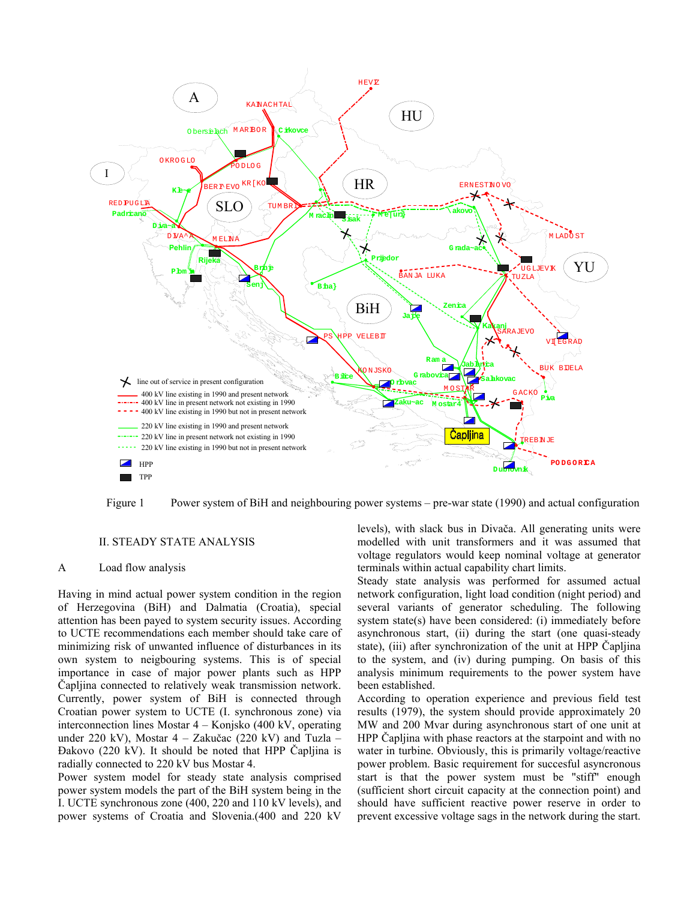A

HU

I

SLO

HR

YU

BiH

HEVIZ

KAINACHTAL

Obersielach MARIBOR Cirkovce

OKROGLO

PODLOG

Kle~e

BERI^EVO KR[KO

REDIPUGLIA

Padricano

TUMBRI

Mraclin Sisak Me[uri}

ERNESTINOVO

akovo

MLADOST

Diva~a

DIVA^A

MELINA

Pehlin

Rijeka

Plomin

Brinje

Senj

Prijedor

Grada~ac

UGLJEVIK

TUZLA

Biha}

BANJA LUKA

Zenica

Jajce

Kakanj

SARAJEVO

VI[EGRAD

PS HPP VELEBIT

Rama

Jablanica

BUK BIJELA

KONJSKO

Bilice

Grabovica

Salakovac

Orlovac

MOSTAR

GACKO

Zaku~ac

Mostar4

Piva

Čapljina

TREBINJE

Dubrovnik

PODGORICA

line out of service in present configuration

400 kV line existing in 1990 and present network

400 kV line in present network not existing in 1990

400 kV line existing in 1990 but not in present network

220 kV line existing in 1990 and present network

220 kV line in present network not existing in 1990

220 kV line existing in 1990 but not in present network

HPP

TPP

Figure 1 Power system of BiH and neighbouring power systems – pre-war state (1990) and actual configuration

## II. STEADY STATE ANALYSIS

### A Load flow analysis

Having in mind actual power system condition in the region of Herzegovina (BiH) and Dalmatia (Croatia), special attention has been payed to system security issues. According to UCTE recommendations each member should take care of minimizing risk of unwanted influence of disturbances in its own system to neigbouring systems. This is of special importance in case of major power plants such as HPP Čapljina connected to relatively weak transmission network. Currently, power system of BiH is connected through Croatian power system to UCTE (I. synchronous zone) via interconnection lines Mostar 4 – Konjsko (400 kV, operating under 220 kV), Mostar 4 – Zakučac (220 kV) and Tuzla – Đakovo (220 kV). It should be noted that HPP Čapljina is radially connected to 220 kV bus Mostar 4.

Power system model for steady state analysis comprised power system models the part of the BiH system being in the I. UCTE synchronous zone (400, 220 and 110 kV levels), and power systems of Croatia and Slovenia.(400 and 220 kV levels), with slack bus in Divača. All generating units were modelled with unit transformers and it was assumed that voltage regulators would keep nominal voltage at generator terminals within actual capability chart limits.

Steady state analysis was performed for assumed actual network configuration, light load condition (night period) and several variants of generator scheduling. The following system state(s) have been considered: (i) immediately before asynchronous start, (ii) during the start (one quasi-steady state), (iii) after synchronization of the unit at HPP Čapljina to the system, and (iv) during pumping. On basis of this analysis minimum requirements to the power system have been established.

According to operation experience and previous field test results (1979), the system should provide approximately 20 MW and 200 Mvar during asynchronous start of one unit at HPP Čapljina with phase reactors at the starpoint and with no water in turbine. Obviously, this is primarily voltage/reactive power problem. Basic requirement for succesful asyncronous start is that the power system must be "stiff" enough (sufficient short circuit capacity at the connection point) and should have sufficient reactive power reserve in order to prevent excessive voltage sags in the network during the start.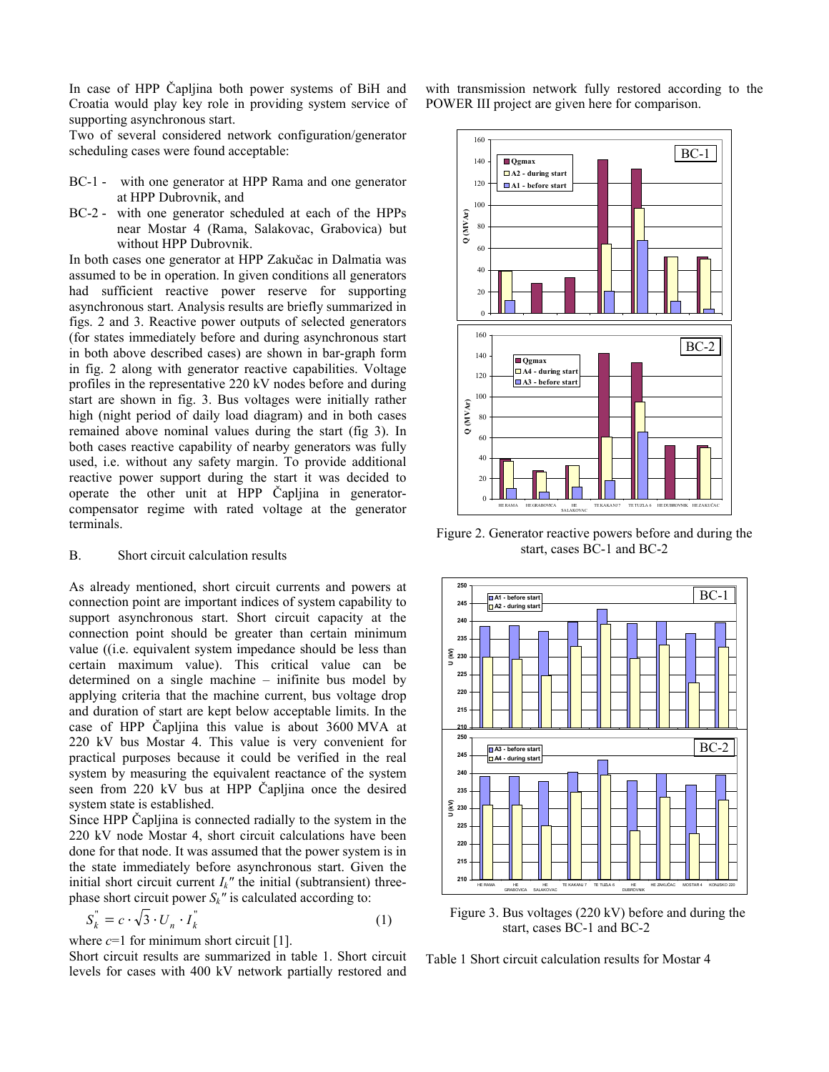In case of HPP Čapljina both power systems of BiH and Croatia would play key role in providing system service of supporting asynchronous start.

Two of several considered network configuration/generator scheduling cases were found acceptable:

- BC-1 - with one generator at HPP Rama and one generator at HPP Dubrovnik, and
- BC-2 - with one generator scheduled at each of the HPPs near Mostar 4 (Rama, Salakovac, Grabovica) but without HPP Dubrovnik.

In both cases one generator at HPP Zakučac in Dalmatia was assumed to be in operation. In given conditions all generators had sufficient reactive power reserve for supporting asynchronous start. Analysis results are briefly summarized in figs. 2 and 3. Reactive power outputs of selected generators (for states immediately before and during asynchronous start in both above described cases) are shown in bar-graph form in fig. 2 along with generator reactive capabilities. Voltage profiles in the representative 220 kV nodes before and during start are shown in fig. 3. Bus voltages were initially rather high (night period of daily load diagram) and in both cases remained above nominal values during the start (fig 3). In both cases reactive capability of nearby generators was fully used, i.e. without any safety margin. To provide additional reactive power support during the start it was decided to operate the other unit at HPP Čapljina in generator-compensator regime with rated voltage at the generator terminals.

## B. Short circuit calculation results

As already mentioned, short circuit currents and powers at connection point are important indices of system capability to support asynchronous start. Short circuit capacity at the connection point should be greater than certain minimum value ((i.e. equivalent system impedance should be less than certain maximum value). This critical value can be determined on a single machine – inifinite bus model by applying criteria that the machine current, bus voltage drop and duration of start are kept below acceptable limits. In the case of HPP Čapljina this value is about 3600 MVA at 220 kV bus Mostar 4. This value is very convenient for practical purposes because it could be verified in the real system by measuring the equivalent reactance of the system seen from 220 kV bus at HPP Čapljina once the desired system state is established.

Since HPP Čapljina is connected radially to the system in the 220 kV node Mostar 4, short circuit calculations have been done for that node. It was assumed that the power system is in the state immediately before asynchronous start. Given the initial short circuit current $I_k''$ the initial (subtransient) three-phase short circuit power $S_k''$ is calculated according to:

$$S_k'' = c \cdot \sqrt{3} \cdot U_n \cdot I_k'' \tag{1}$$

where $c$=1 for minimum short circuit [1].

Short circuit results are summarized in table 1. Short circuit levels for cases with 400 kV network partially restored and with transmission network fully restored according to the POWER III project are given here for comparison.

BC-1
Qgmax
A2 - during start
A1 - before start
Q (MVAr)
160
140
120
100
80
60
40
20
0

BC-2
Qgmax
A4 - during start
A3 - before start
Q (MVAr)
HE RAMA, HE GRABOVICA, HE SALAKOVAC, TE KAKANJ 7, TE TUZLA 6, HE DUBROVNIK, HE ZAKUČAC

Figure 2. Generator reactive powers before and during the start, cases BC-1 and BC-2

BC-1
A1 - before start
A2 - during start
U (kV)
250
245
240
235
230
225
220
215
210

BC-2
A3 - before start
A4 - during start
U (kV)
HE RAMA, HE GRABOVICA, HE SALAKOVAC, TE KAKANJ 7, TE TUZLA 6, HE DUBROVNIK, HE ZAKUČAC, MOSTAR 4, KONJSKO 220

Figure 3. Bus voltages (220 kV) before and during the start, cases BC-1 and BC-2

Table 1 Short circuit calculation results for Mostar 4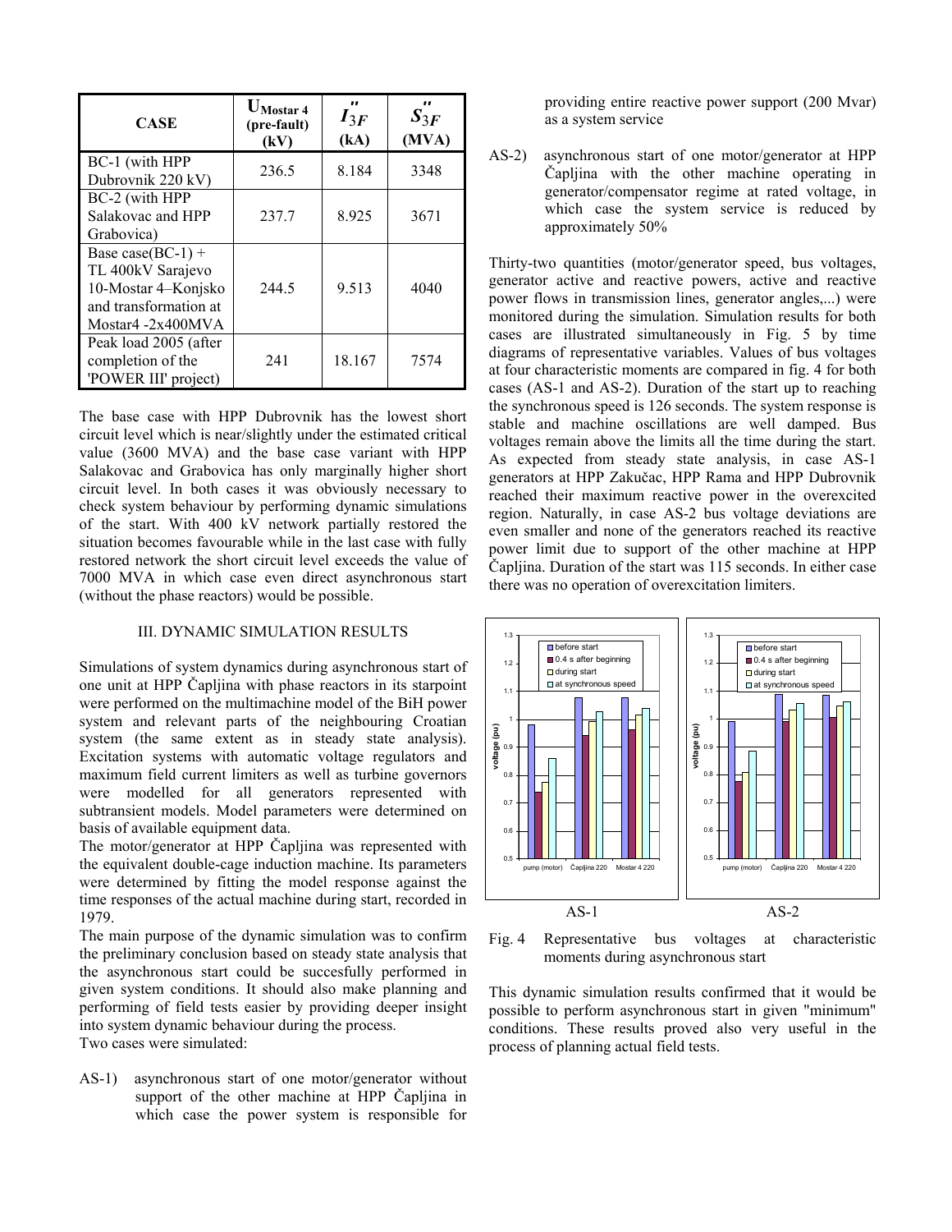| CASE | $U_{Mostar\ 4}$ (pre-fault) (kV) | $I''_{3F}$ (kA) | $S''_{3F}$ (MVA) |
|---|---|---|---|
| BC-1 (with HPP Dubrovnik 220 kV) | 236.5 | 8.184 | 3348 |
| BC-2 (with HPP Salakovac and HPP Grabovica) | 237.7 | 8.925 | 3671 |
| Base case(BC-1) + TL 400kV Sarajevo 10-Mostar 4–Konjsko and transformation at Mostar4 -2x400MVA | 244.5 | 9.513 | 4040 |
| Peak load 2005 (after completion of the 'POWER III' project) | 241 | 18.167 | 7574 |

The base case with HPP Dubrovnik has the lowest short circuit level which is near/slightly under the estimated critical value (3600 MVA) and the base case variant with HPP Salakovac and Grabovica has only marginally higher short circuit level. In both cases it was obviously necessary to check system behaviour by performing dynamic simulations of the start. With 400 kV network partially restored the situation becomes favourable while in the last case with fully restored network the short circuit level exceeds the value of 7000 MVA in which case even direct asynchronous start (without the phase reactors) would be possible.

## III. DYNAMIC SIMULATION RESULTS

Simulations of system dynamics during asynchronous start of one unit at HPP Čapljina with phase reactors in its starpoint were performed on the multimachine model of the BiH power system and relevant parts of the neighbouring Croatian system (the same extent as in steady state analysis). Excitation systems with automatic voltage regulators and maximum field current limiters as well as turbine governors were modelled for all generators represented with subtransient models. Model parameters were determined on basis of available equipment data.

The motor/generator at HPP Čapljina was represented with the equivalent double-cage induction machine. Its parameters were determined by fitting the model response against the time responses of the actual machine during start, recorded in 1979.

The main purpose of the dynamic simulation was to confirm the preliminary conclusion based on steady state analysis that the asynchronous start could be succesfully performed in given system conditions. It should also make planning and performing of field tests easier by providing deeper insight into system dynamic behaviour during the process.

Two cases were simulated:

AS-1) asynchronous start of one motor/generator without support of the other machine at HPP Čapljina in which case the power system is responsible for providing entire reactive power support (200 Mvar) as a system service

AS-2) asynchronous start of one motor/generator at HPP Čapljina with the other machine operating in generator/compensator regime at rated voltage, in which case the system service is reduced by approximately 50%

Thirty-two quantities (motor/generator speed, bus voltages, generator active and reactive powers, active and reactive power flows in transmission lines, generator angles,...) were monitored during the simulation. Simulation results for both cases are illustrated simultaneously in Fig. 5 by time diagrams of representative variables. Values of bus voltages at four characteristic moments are compared in fig. 4 for both cases (AS-1 and AS-2). Duration of the start up to reaching the synchronous speed is 126 seconds. The system response is stable and machine oscillations are well damped. Bus voltages remain above the limits all the time during the start. As expected from steady state analysis, in case AS-1 generators at HPP Zakučac, HPP Rama and HPP Dubrovnik reached their maximum reactive power in the overexcited region. Naturally, in case AS-2 bus voltage deviations are even smaller and none of the generators reached its reactive power limit due to support of the other machine at HPP Čapljina. Duration of the start was 115 seconds. In either case there was no operation of overexcitation limiters.

before start
0.4 s after beginning
during start
at synchronous speed
voltage (pu)
1.3
1.2
1.1
1
0.9
0.8
0.7
0.6
0.5
pump (motor)
Čapljina 220
Mostar 4 220

AS-1

AS-2

Fig. 4 Representative bus voltages at characteristic moments during asynchronous start

This dynamic simulation results confirmed that it would be possible to perform asynchronous start in given "minimum" conditions. These results proved also very useful in the process of planning actual field tests.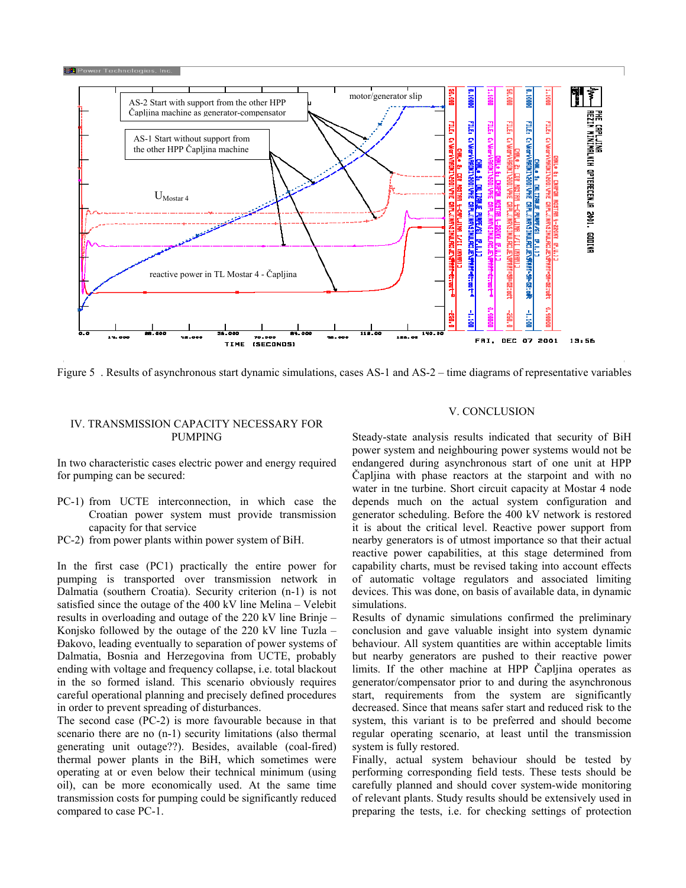Power Technologies, Inc.

AS-2 Start with support from the other HPP Čapljina machine as generator-compensator

AS-1 Start without support from the other HPP Čapljina machine

motor/generator slip

$U_{Mostar\ 4}$

reactive power in TL Mostar 4 - Čapljina

0.0 14.000 28.000 42.000 56.000 70.000 84.000 98.000 112.00 126.00 140.00

TIME (SECONDS)

FRI, DEC 07 2001 13:56

PHE CAPLJINA
REZIM MINIMALNIH OPTERECENJA 2001. GODINA

Figure 5 . Results of asynchronous start dynamic simulations, cases AS-1 and AS-2 – time diagrams of representative variables

## IV. TRANSMISSION CAPACITY NECESSARY FOR PUMPING

In two characteristic cases electric power and energy required for pumping can be secured:

PC-1) from UCTE interconnection, in which case the Croatian power system must provide transmission capacity for that service

PC-2) from power plants within power system of BiH.

In the first case (PC1) practically the entire power for pumping is transported over transmission network in Dalmatia (southern Croatia). Security criterion (n-1) is not satisfied since the outage of the 400 kV line Melina – Velebit results in overloading and outage of the 220 kV line Brinje – Konjsko followed by the outage of the 220 kV line Tuzla – Đakovo, leading eventually to separation of power systems of Dalmatia, Bosnia and Herzegovina from UCTE, probably ending with voltage and frequency collapse, i.e. total blackout in the so formed island. This scenario obviously requires careful operational planning and precisely defined procedures in order to prevent spreading of disturbances.

The second case (PC-2) is more favourable because in that scenario there are no (n-1) security limitations (also thermal generating unit outage??). Besides, available (coal-fired) thermal power plants in the BiH, which sometimes were operating at or even below their technical minimum (using oil), can be more economically used. At the same time transmission costs for pumping could be significantly reduced compared to case PC-1.

## V. CONCLUSION

Steady-state analysis results indicated that security of BiH power system and neighbouring power systems would not be endangered during asynchronous start of one unit at HPP Čapljina with phase reactors at the starpoint and with no water in tne turbine. Short circuit capacity at Mostar 4 node depends much on the actual system configuration and generator scheduling. Before the 400 kV network is restored it is about the critical level. Reactive power support from nearby generators is of utmost importance so that their actual reactive power capabilities, at this stage determined from capability charts, must be revised taking into account effects of automatic voltage regulators and associated limiting devices. This was done, on basis of available data, in dynamic simulations.

Results of dynamic simulations confirmed the preliminary conclusion and gave valuable insight into system dynamic behaviour. All system quantities are within acceptable limits but nearby generators are pushed to their reactive power limits. If the other machine at HPP Čapljina operates as generator/compensator prior to and during the asynchronous start, requirements from the system are significantly decreased. Since that means safer start and reduced risk to the system, this variant is to be preferred and should become regular operating scenario, at least until the transmission system is fully restored.

Finally, actual system behaviour should be tested by performing corresponding field tests. These tests should be carefully planned and should cover system-wide monitoring of relevant plants. Study results should be extensively used in preparing the tests, i.e. for checking settings of protection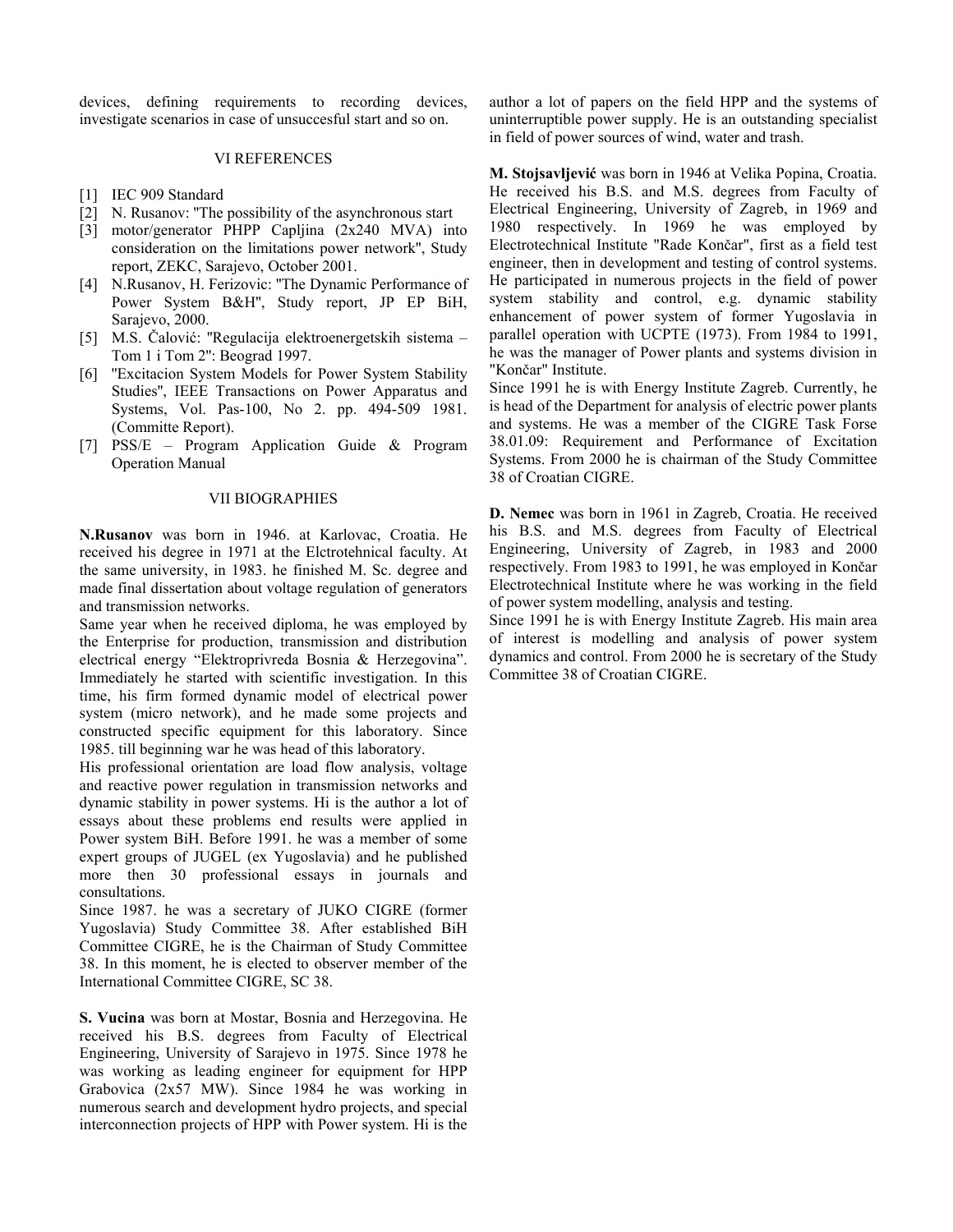devices, defining requirements to recording devices, investigate scenarios in case of unsuccesful start and so on.

## VI REFERENCES

[1] IEC 909 Standard

[2] N. Rusanov: "The possibility of the asynchronous start

[3] motor/generator PHPP Capljina (2x240 MVA) into consideration on the limitations power network", Study report, ZEKC, Sarajevo, October 2001.

[4] N.Rusanov, H. Ferizovic: "The Dynamic Performance of Power System B&H", Study report, JP EP BiH, Sarajevo, 2000.

[5] M.S. Čalović: "Regulacija elektroenergetskih sistema – Tom 1 i Tom 2": Beograd 1997.

[6] "Excitacion System Models for Power System Stability Studies", IEEE Transactions on Power Apparatus and Systems, Vol. Pas-100, No 2. pp. 494-509 1981. (Committe Report).

[7] PSS/E – Program Application Guide & Program Operation Manual

## VII BIOGRAPHIES

**N.Rusanov** was born in 1946. at Karlovac, Croatia. He received his degree in 1971 at the Elctrotehnical faculty. At the same university, in 1983. he finished M. Sc. degree and made final dissertation about voltage regulation of generators and transmission networks.

Same year when he received diploma, he was employed by the Enterprise for production, transmission and distribution electrical energy "Elektroprivreda Bosnia & Herzegovina". Immediately he started with scientific investigation. In this time, his firm formed dynamic model of electrical power system (micro network), and he made some projects and constructed specific equipment for this laboratory. Since 1985. till beginning war he was head of this laboratory.

His professional orientation are load flow analysis, voltage and reactive power regulation in transmission networks and dynamic stability in power systems. Hi is the author a lot of essays about these problems end results were applied in Power system BiH. Before 1991. he was a member of some expert groups of JUGEL (ex Yugoslavia) and he published more then 30 professional essays in journals and consultations.

Since 1987. he was a secretary of JUKO CIGRE (former Yugoslavia) Study Committee 38. After established BiH Committee CIGRE, he is the Chairman of Study Committee 38. In this moment, he is elected to observer member of the International Committee CIGRE, SC 38.

**S. Vucina** was born at Mostar, Bosnia and Herzegovina. He received his B.S. degrees from Faculty of Electrical Engineering, University of Sarajevo in 1975. Since 1978 he was working as leading engineer for equipment for HPP Grabovica (2x57 MW). Since 1984 he was working in numerous search and development hydro projects, and special interconnection projects of HPP with Power system. Hi is the author a lot of papers on the field HPP and the systems of uninterruptible power supply. He is an outstanding specialist in field of power sources of wind, water and trash.

**M. Stojsavljević** was born in 1946 at Velika Popina, Croatia. He received his B.S. and M.S. degrees from Faculty of Electrical Engineering, University of Zagreb, in 1969 and 1980 respectively. In 1969 he was employed by Electrotechnical Institute "Rade Končar", first as a field test engineer, then in development and testing of control systems. He participated in numerous projects in the field of power system stability and control, e.g. dynamic stability enhancement of power system of former Yugoslavia in parallel operation with UCPTE (1973). From 1984 to 1991, he was the manager of Power plants and systems division in "Končar" Institute.

Since 1991 he is with Energy Institute Zagreb. Currently, he is head of the Department for analysis of electric power plants and systems. He was a member of the CIGRE Task Forse 38.01.09: Requirement and Performance of Excitation Systems. From 2000 he is chairman of the Study Committee 38 of Croatian CIGRE.

**D. Nemec** was born in 1961 in Zagreb, Croatia. He received his B.S. and M.S. degrees from Faculty of Electrical Engineering, University of Zagreb, in 1983 and 2000 respectively. From 1983 to 1991, he was employed in Končar Electrotechnical Institute where he was working in the field of power system modelling, analysis and testing.

Since 1991 he is with Energy Institute Zagreb. His main area of interest is modelling and analysis of power system dynamics and control. From 2000 he is secretary of the Study Committee 38 of Croatian CIGRE.